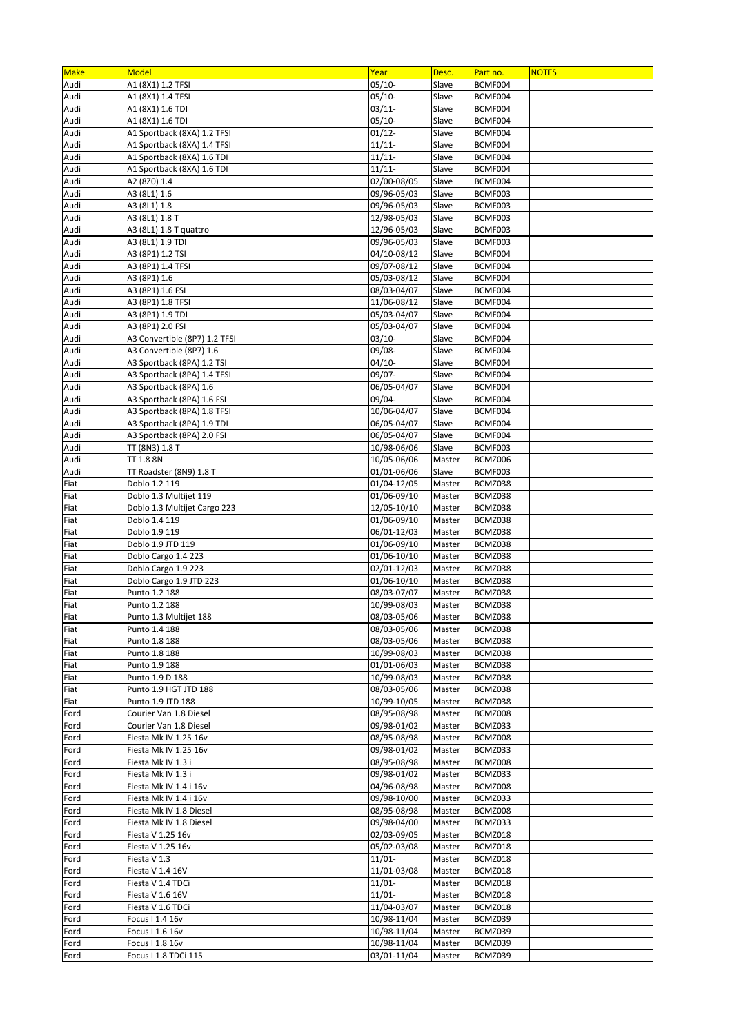| Make | Model | Year | Desc. | Part no. | NOTES |
|---|---|---|---|---|---|
| Audi | A1 (8X1) 1.2 TFSI | 05/10- | Slave | BCMF004 | |
| Audi | A1 (8X1) 1.4 TFSI | 05/10- | Slave | BCMF004 | |
| Audi | A1 (8X1) 1.6 TDI | 03/11- | Slave | BCMF004 | |
| Audi | A1 (8X1) 1.6 TDI | 05/10- | Slave | BCMF004 | |
| Audi | A1 Sportback (8XA) 1.2 TFSI | 01/12- | Slave | BCMF004 | |
| Audi | A1 Sportback (8XA) 1.4 TFSI | 11/11- | Slave | BCMF004 | |
| Audi | A1 Sportback (8XA) 1.6 TDI | 11/11- | Slave | BCMF004 | |
| Audi | A1 Sportback (8XA) 1.6 TDI | 11/11- | Slave | BCMF004 | |
| Audi | A2 (8Z0) 1.4 | 02/00-08/05 | Slave | BCMF004 | |
| Audi | A3 (8L1) 1.6 | 09/96-05/03 | Slave | BCMF003 | |
| Audi | A3 (8L1) 1.8 | 09/96-05/03 | Slave | BCMF003 | |
| Audi | A3 (8L1) 1.8 T | 12/98-05/03 | Slave | BCMF003 | |
| Audi | A3 (8L1) 1.8 T quattro | 12/96-05/03 | Slave | BCMF003 | |
| Audi | A3 (8L1) 1.9 TDI | 09/96-05/03 | Slave | BCMF003 | |
| Audi | A3 (8P1) 1.2 TSI | 04/10-08/12 | Slave | BCMF004 | |
| Audi | A3 (8P1) 1.4 TFSI | 09/07-08/12 | Slave | BCMF004 | |
| Audi | A3 (8P1) 1.6 | 05/03-08/12 | Slave | BCMF004 | |
| Audi | A3 (8P1) 1.6 FSI | 08/03-04/07 | Slave | BCMF004 | |
| Audi | A3 (8P1) 1.8 TFSI | 11/06-08/12 | Slave | BCMF004 | |
| Audi | A3 (8P1) 1.9 TDI | 05/03-04/07 | Slave | BCMF004 | |
| Audi | A3 (8P1) 2.0 FSI | 05/03-04/07 | Slave | BCMF004 | |
| Audi | A3 Convertible (8P7) 1.2 TFSI | 03/10- | Slave | BCMF004 | |
| Audi | A3 Convertible (8P7) 1.6 | 09/08- | Slave | BCMF004 | |
| Audi | A3 Sportback (8PA) 1.2 TSI | 04/10- | Slave | BCMF004 | |
| Audi | A3 Sportback (8PA) 1.4 TFSI | 09/07- | Slave | BCMF004 | |
| Audi | A3 Sportback (8PA) 1.6 | 06/05-04/07 | Slave | BCMF004 | |
| Audi | A3 Sportback (8PA) 1.6 FSI | 09/04- | Slave | BCMF004 | |
| Audi | A3 Sportback (8PA) 1.8 TFSI | 10/06-04/07 | Slave | BCMF004 | |
| Audi | A3 Sportback (8PA) 1.9 TDI | 06/05-04/07 | Slave | BCMF004 | |
| Audi | A3 Sportback (8PA) 2.0 FSI | 06/05-04/07 | Slave | BCMF004 | |
| Audi | TT (8N3) 1.8 T | 10/98-06/06 | Slave | BCMF003 | |
| Audi | TT 1.8 8N | 10/05-06/06 | Master | BCMZ006 | |
| Audi | TT Roadster (8N9) 1.8 T | 01/01-06/06 | Slave | BCMF003 | |
| Fiat | Doblo 1.2 119 | 01/04-12/05 | Master | BCMZ038 | |
| Fiat | Doblo 1.3 Multijet 119 | 01/06-09/10 | Master | BCMZ038 | |
| Fiat | Doblo 1.3 Multijet Cargo 223 | 12/05-10/10 | Master | BCMZ038 | |
| Fiat | Doblo 1.4 119 | 01/06-09/10 | Master | BCMZ038 | |
| Fiat | Doblo 1.9 119 | 06/01-12/03 | Master | BCMZ038 | |
| Fiat | Doblo 1.9 JTD 119 | 01/06-09/10 | Master | BCMZ038 | |
| Fiat | Doblo Cargo 1.4 223 | 01/06-10/10 | Master | BCMZ038 | |
| Fiat | Doblo Cargo 1.9 223 | 02/01-12/03 | Master | BCMZ038 | |
| Fiat | Doblo Cargo 1.9 JTD 223 | 01/06-10/10 | Master | BCMZ038 | |
| Fiat | Punto 1.2 188 | 08/03-07/07 | Master | BCMZ038 | |
| Fiat | Punto 1.2 188 | 10/99-08/03 | Master | BCMZ038 | |
| Fiat | Punto 1.3 Multijet 188 | 08/03-05/06 | Master | BCMZ038 | |
| Fiat | Punto 1.4 188 | 08/03-05/06 | Master | BCMZ038 | |
| Fiat | Punto 1.8 188 | 08/03-05/06 | Master | BCMZ038 | |
| Fiat | Punto 1.8 188 | 10/99-08/03 | Master | BCMZ038 | |
| Fiat | Punto 1.9 188 | 01/01-06/03 | Master | BCMZ038 | |
| Fiat | Punto 1.9 D 188 | 10/99-08/03 | Master | BCMZ038 | |
| Fiat | Punto 1.9 HGT JTD 188 | 08/03-05/06 | Master | BCMZ038 | |
| Fiat | Punto 1.9 JTD 188 | 10/99-10/05 | Master | BCMZ038 | |
| Ford | Courier Van 1.8 Diesel | 08/95-08/98 | Master | BCMZ008 | |
| Ford | Courier Van 1.8 Diesel | 09/98-01/02 | Master | BCMZ033 | |
| Ford | Fiesta Mk IV 1.25 16v | 08/95-08/98 | Master | BCMZ008 | |
| Ford | Fiesta Mk IV 1.25 16v | 09/98-01/02 | Master | BCMZ033 | |
| Ford | Fiesta Mk IV 1.3 i | 08/95-08/98 | Master | BCMZ008 | |
| Ford | Fiesta Mk IV 1.3 i | 09/98-01/02 | Master | BCMZ033 | |
| Ford | Fiesta Mk IV 1.4 i 16v | 04/96-08/98 | Master | BCMZ008 | |
| Ford | Fiesta Mk IV 1.4 i 16v | 09/98-10/00 | Master | BCMZ033 | |
| Ford | Fiesta Mk IV 1.8 Diesel | 08/95-08/98 | Master | BCMZ008 | |
| Ford | Fiesta Mk IV 1.8 Diesel | 09/98-04/00 | Master | BCMZ033 | |
| Ford | Fiesta V 1.25 16v | 02/03-09/05 | Master | BCMZ018 | |
| Ford | Fiesta V 1.25 16v | 05/02-03/08 | Master | BCMZ018 | |
| Ford | Fiesta V 1.3 | 11/01- | Master | BCMZ018 | |
| Ford | Fiesta V 1.4 16V | 11/01-03/08 | Master | BCMZ018 | |
| Ford | Fiesta V 1.4 TDCi | 11/01- | Master | BCMZ018 | |
| Ford | Fiesta V 1.6 16V | 11/01- | Master | BCMZ018 | |
| Ford | Fiesta V 1.6 TDCi | 11/04-03/07 | Master | BCMZ018 | |
| Ford | Focus I 1.4 16v | 10/98-11/04 | Master | BCMZ039 | |
| Ford | Focus I 1.6 16v | 10/98-11/04 | Master | BCMZ039 | |
| Ford | Focus I 1.8 16v | 10/98-11/04 | Master | BCMZ039 | |
| Ford | Focus I 1.8 TDCi 115 | 03/01-11/04 | Master | BCMZ039 | |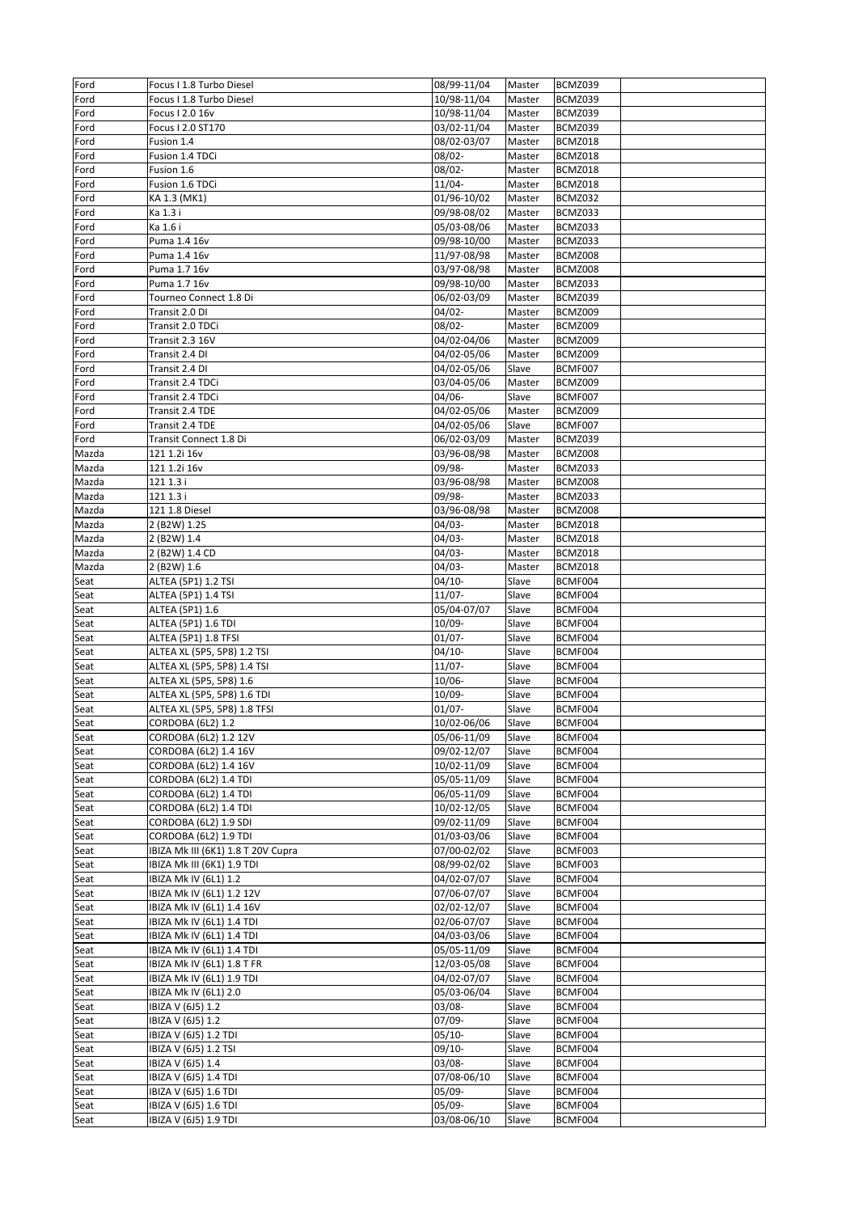| Ford | Focus I 1.8 Turbo Diesel | 08/99-11/04 | Master | BCMZ039 | |
|---|---|---|---|---|---|
| Ford | Focus I 1.8 Turbo Diesel | 10/98-11/04 | Master | BCMZ039 | |
| Ford | Focus I 2.0 16v | 10/98-11/04 | Master | BCMZ039 | |
| Ford | Focus I 2.0 ST170 | 03/02-11/04 | Master | BCMZ039 | |
| Ford | Fusion 1.4 | 08/02-03/07 | Master | BCMZ018 | |
| Ford | Fusion 1.4 TDCi | 08/02- | Master | BCMZ018 | |
| Ford | Fusion 1.6 | 08/02- | Master | BCMZ018 | |
| Ford | Fusion 1.6 TDCi | 11/04- | Master | BCMZ018 | |
| Ford | KA 1.3 (MK1) | 01/96-10/02 | Master | BCMZ032 | |
| Ford | Ka 1.3 i | 09/98-08/02 | Master | BCMZ033 | |
| Ford | Ka 1.6 i | 05/03-08/06 | Master | BCMZ033 | |
| Ford | Puma 1.4 16v | 09/98-10/00 | Master | BCMZ033 | |
| Ford | Puma 1.4 16v | 11/97-08/98 | Master | BCMZ008 | |
| Ford | Puma 1.7 16v | 03/97-08/98 | Master | BCMZ008 | |
| Ford | Puma 1.7 16v | 09/98-10/00 | Master | BCMZ033 | |
| Ford | Tourneo Connect 1.8 Di | 06/02-03/09 | Master | BCMZ039 | |
| Ford | Transit 2.0 DI | 04/02- | Master | BCMZ009 | |
| Ford | Transit 2.0 TDCi | 08/02- | Master | BCMZ009 | |
| Ford | Transit 2.3 16V | 04/02-04/06 | Master | BCMZ009 | |
| Ford | Transit 2.4 DI | 04/02-05/06 | Master | BCMZ009 | |
| Ford | Transit 2.4 DI | 04/02-05/06 | Slave | BCMF007 | |
| Ford | Transit 2.4 TDCi | 03/04-05/06 | Master | BCMZ009 | |
| Ford | Transit 2.4 TDCi | 04/06- | Slave | BCMF007 | |
| Ford | Transit 2.4 TDE | 04/02-05/06 | Master | BCMZ009 | |
| Ford | Transit 2.4 TDE | 04/02-05/06 | Slave | BCMF007 | |
| Ford | Transit Connect 1.8 Di | 06/02-03/09 | Master | BCMZ039 | |
| Mazda | 121 1.2i 16v | 03/96-08/98 | Master | BCMZ008 | |
| Mazda | 121 1.2i 16v | 09/98- | Master | BCMZ033 | |
| Mazda | 121 1.3 i | 03/96-08/98 | Master | BCMZ008 | |
| Mazda | 121 1.3 i | 09/98- | Master | BCMZ033 | |
| Mazda | 121 1.8 Diesel | 03/96-08/98 | Master | BCMZ008 | |
| Mazda | 2 (B2W) 1.25 | 04/03- | Master | BCMZ018 | |
| Mazda | 2 (B2W) 1.4 | 04/03- | Master | BCMZ018 | |
| Mazda | 2 (B2W) 1.4 CD | 04/03- | Master | BCMZ018 | |
| Mazda | 2 (B2W) 1.6 | 04/03- | Master | BCMZ018 | |
| Seat | ALTEA (5P1) 1.2 TSI | 04/10- | Slave | BCMF004 | |
| Seat | ALTEA (5P1) 1.4 TSI | 11/07- | Slave | BCMF004 | |
| Seat | ALTEA (5P1) 1.6 | 05/04-07/07 | Slave | BCMF004 | |
| Seat | ALTEA (5P1) 1.6 TDI | 10/09- | Slave | BCMF004 | |
| Seat | ALTEA (5P1) 1.8 TFSI | 01/07- | Slave | BCMF004 | |
| Seat | ALTEA XL (5P5, 5P8) 1.2 TSI | 04/10- | Slave | BCMF004 | |
| Seat | ALTEA XL (5P5, 5P8) 1.4 TSI | 11/07- | Slave | BCMF004 | |
| Seat | ALTEA XL (5P5, 5P8) 1.6 | 10/06- | Slave | BCMF004 | |
| Seat | ALTEA XL (5P5, 5P8) 1.6 TDI | 10/09- | Slave | BCMF004 | |
| Seat | ALTEA XL (5P5, 5P8) 1.8 TFSI | 01/07- | Slave | BCMF004 | |
| Seat | CORDOBA (6L2) 1.2 | 10/02-06/06 | Slave | BCMF004 | |
| Seat | CORDOBA (6L2) 1.2 12V | 05/06-11/09 | Slave | BCMF004 | |
| Seat | CORDOBA (6L2) 1.4 16V | 09/02-12/07 | Slave | BCMF004 | |
| Seat | CORDOBA (6L2) 1.4 16V | 10/02-11/09 | Slave | BCMF004 | |
| Seat | CORDOBA (6L2) 1.4 TDI | 05/05-11/09 | Slave | BCMF004 | |
| Seat | CORDOBA (6L2) 1.4 TDI | 06/05-11/09 | Slave | BCMF004 | |
| Seat | CORDOBA (6L2) 1.4 TDI | 10/02-12/05 | Slave | BCMF004 | |
| Seat | CORDOBA (6L2) 1.9 SDI | 09/02-11/09 | Slave | BCMF004 | |
| Seat | CORDOBA (6L2) 1.9 TDI | 01/03-03/06 | Slave | BCMF004 | |
| Seat | IBIZA Mk III (6K1) 1.8 T 20V Cupra | 07/00-02/02 | Slave | BCMF003 | |
| Seat | IBIZA Mk III (6K1) 1.9 TDI | 08/99-02/02 | Slave | BCMF003 | |
| Seat | IBIZA Mk IV (6L1) 1.2 | 04/02-07/07 | Slave | BCMF004 | |
| Seat | IBIZA Mk IV (6L1) 1.2 12V | 07/06-07/07 | Slave | BCMF004 | |
| Seat | IBIZA Mk IV (6L1) 1.4 16V | 02/02-12/07 | Slave | BCMF004 | |
| Seat | IBIZA Mk IV (6L1) 1.4 TDI | 02/06-07/07 | Slave | BCMF004 | |
| Seat | IBIZA Mk IV (6L1) 1.4 TDI | 04/03-03/06 | Slave | BCMF004 | |
| Seat | IBIZA Mk IV (6L1) 1.4 TDI | 05/05-11/09 | Slave | BCMF004 | |
| Seat | IBIZA Mk IV (6L1) 1.8 T FR | 12/03-05/08 | Slave | BCMF004 | |
| Seat | IBIZA Mk IV (6L1) 1.9 TDI | 04/02-07/07 | Slave | BCMF004 | |
| Seat | IBIZA Mk IV (6L1) 2.0 | 05/03-06/04 | Slave | BCMF004 | |
| Seat | IBIZA V (6J5) 1.2 | 03/08- | Slave | BCMF004 | |
| Seat | IBIZA V (6J5) 1.2 | 07/09- | Slave | BCMF004 | |
| Seat | IBIZA V (6J5) 1.2 TDI | 05/10- | Slave | BCMF004 | |
| Seat | IBIZA V (6J5) 1.2 TSI | 09/10- | Slave | BCMF004 | |
| Seat | IBIZA V (6J5) 1.4 | 03/08- | Slave | BCMF004 | |
| Seat | IBIZA V (6J5) 1.4 TDI | 07/08-06/10 | Slave | BCMF004 | |
| Seat | IBIZA V (6J5) 1.6 TDI | 05/09- | Slave | BCMF004 | |
| Seat | IBIZA V (6J5) 1.6 TDI | 05/09- | Slave | BCMF004 | |
| Seat | IBIZA V (6J5) 1.9 TDI | 03/08-06/10 | Slave | BCMF004 | |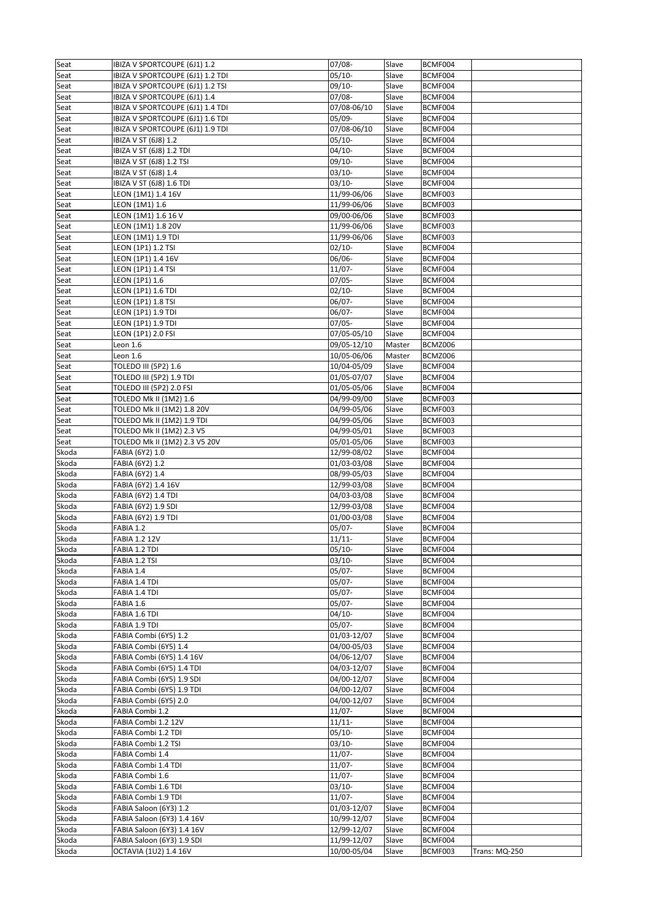| | | | | | |
|---|---|---|---|---|---|
| Seat | IBIZA V SPORTCOUPE (6J1) 1.2 | 07/08- | Slave | BCMF004 | |
| Seat | IBIZA V SPORTCOUPE (6J1) 1.2 TDI | 05/10- | Slave | BCMF004 | |
| Seat | IBIZA V SPORTCOUPE (6J1) 1.2 TSI | 09/10- | Slave | BCMF004 | |
| Seat | IBIZA V SPORTCOUPE (6J1) 1.4 | 07/08- | Slave | BCMF004 | |
| Seat | IBIZA V SPORTCOUPE (6J1) 1.4 TDI | 07/08-06/10 | Slave | BCMF004 | |
| Seat | IBIZA V SPORTCOUPE (6J1) 1.6 TDI | 05/09- | Slave | BCMF004 | |
| Seat | IBIZA V SPORTCOUPE (6J1) 1.9 TDI | 07/08-06/10 | Slave | BCMF004 | |
| Seat | IBIZA V ST (6J8) 1.2 | 05/10- | Slave | BCMF004 | |
| Seat | IBIZA V ST (6J8) 1.2 TDI | 04/10- | Slave | BCMF004 | |
| Seat | IBIZA V ST (6J8) 1.2 TSI | 09/10- | Slave | BCMF004 | |
| Seat | IBIZA V ST (6J8) 1.4 | 03/10- | Slave | BCMF004 | |
| Seat | IBIZA V ST (6J8) 1.6 TDI | 03/10- | Slave | BCMF004 | |
| Seat | LEON (1M1) 1.4 16V | 11/99-06/06 | Slave | BCMF003 | |
| Seat | LEON (1M1) 1.6 | 11/99-06/06 | Slave | BCMF003 | |
| Seat | LEON (1M1) 1.6 16 V | 09/00-06/06 | Slave | BCMF003 | |
| Seat | LEON (1M1) 1.8 20V | 11/99-06/06 | Slave | BCMF003 | |
| Seat | LEON (1M1) 1.9 TDI | 11/99-06/06 | Slave | BCMF003 | |
| Seat | LEON (1P1) 1.2 TSI | 02/10- | Slave | BCMF004 | |
| Seat | LEON (1P1) 1.4 16V | 06/06- | Slave | BCMF004 | |
| Seat | LEON (1P1) 1.4 TSI | 11/07- | Slave | BCMF004 | |
| Seat | LEON (1P1) 1.6 | 07/05- | Slave | BCMF004 | |
| Seat | LEON (1P1) 1.6 TDI | 02/10- | Slave | BCMF004 | |
| Seat | LEON (1P1) 1.8 TSI | 06/07- | Slave | BCMF004 | |
| Seat | LEON (1P1) 1.9 TDI | 06/07- | Slave | BCMF004 | |
| Seat | LEON (1P1) 1.9 TDI | 07/05- | Slave | BCMF004 | |
| Seat | LEON (1P1) 2.0 FSI | 07/05-05/10 | Slave | BCMF004 | |
| Seat | Leon 1.6 | 09/05-12/10 | Master | BCMZ006 | |
| Seat | Leon 1.6 | 10/05-06/06 | Master | BCMZ006 | |
| Seat | TOLEDO III (5P2) 1.6 | 10/04-05/09 | Slave | BCMF004 | |
| Seat | TOLEDO III (5P2) 1.9 TDI | 01/05-07/07 | Slave | BCMF004 | |
| Seat | TOLEDO III (5P2) 2.0 FSI | 01/05-05/06 | Slave | BCMF004 | |
| Seat | TOLEDO Mk II (1M2) 1.6 | 04/99-09/00 | Slave | BCMF003 | |
| Seat | TOLEDO Mk II (1M2) 1.8 20V | 04/99-05/06 | Slave | BCMF003 | |
| Seat | TOLEDO Mk II (1M2) 1.9 TDI | 04/99-05/06 | Slave | BCMF003 | |
| Seat | TOLEDO Mk II (1M2) 2.3 V5 | 04/99-05/01 | Slave | BCMF003 | |
| Seat | TOLEDO Mk II (1M2) 2.3 V5 20V | 05/01-05/06 | Slave | BCMF003 | |
| Skoda | FABIA (6Y2) 1.0 | 12/99-08/02 | Slave | BCMF004 | |
| Skoda | FABIA (6Y2) 1.2 | 01/03-03/08 | Slave | BCMF004 | |
| Skoda | FABIA (6Y2) 1.4 | 08/99-05/03 | Slave | BCMF004 | |
| Skoda | FABIA (6Y2) 1.4 16V | 12/99-03/08 | Slave | BCMF004 | |
| Skoda | FABIA (6Y2) 1.4 TDI | 04/03-03/08 | Slave | BCMF004 | |
| Skoda | FABIA (6Y2) 1.9 SDI | 12/99-03/08 | Slave | BCMF004 | |
| Skoda | FABIA (6Y2) 1.9 TDI | 01/00-03/08 | Slave | BCMF004 | |
| Skoda | FABIA 1.2 | 05/07- | Slave | BCMF004 | |
| Skoda | FABIA 1.2 12V | 11/11- | Slave | BCMF004 | |
| Skoda | FABIA 1.2 TDI | 05/10- | Slave | BCMF004 | |
| Skoda | FABIA 1.2 TSI | 03/10- | Slave | BCMF004 | |
| Skoda | FABIA 1.4 | 05/07- | Slave | BCMF004 | |
| Skoda | FABIA 1.4 TDI | 05/07- | Slave | BCMF004 | |
| Skoda | FABIA 1.4 TDI | 05/07- | Slave | BCMF004 | |
| Skoda | FABIA 1.6 | 05/07- | Slave | BCMF004 | |
| Skoda | FABIA 1.6 TDI | 04/10- | Slave | BCMF004 | |
| Skoda | FABIA 1.9 TDI | 05/07- | Slave | BCMF004 | |
| Skoda | FABIA Combi (6Y5) 1.2 | 01/03-12/07 | Slave | BCMF004 | |
| Skoda | FABIA Combi (6Y5) 1.4 | 04/00-05/03 | Slave | BCMF004 | |
| Skoda | FABIA Combi (6Y5) 1.4 16V | 04/06-12/07 | Slave | BCMF004 | |
| Skoda | FABIA Combi (6Y5) 1.4 TDI | 04/03-12/07 | Slave | BCMF004 | |
| Skoda | FABIA Combi (6Y5) 1.9 SDI | 04/00-12/07 | Slave | BCMF004 | |
| Skoda | FABIA Combi (6Y5) 1.9 TDI | 04/00-12/07 | Slave | BCMF004 | |
| Skoda | FABIA Combi (6Y5) 2.0 | 04/00-12/07 | Slave | BCMF004 | |
| Skoda | FABIA Combi 1.2 | 11/07- | Slave | BCMF004 | |
| Skoda | FABIA Combi 1.2 12V | 11/11- | Slave | BCMF004 | |
| Skoda | FABIA Combi 1.2 TDI | 05/10- | Slave | BCMF004 | |
| Skoda | FABIA Combi 1.2 TSI | 03/10- | Slave | BCMF004 | |
| Skoda | FABIA Combi 1.4 | 11/07- | Slave | BCMF004 | |
| Skoda | FABIA Combi 1.4 TDI | 11/07- | Slave | BCMF004 | |
| Skoda | FABIA Combi 1.6 | 11/07- | Slave | BCMF004 | |
| Skoda | FABIA Combi 1.6 TDI | 03/10- | Slave | BCMF004 | |
| Skoda | FABIA Combi 1.9 TDI | 11/07- | Slave | BCMF004 | |
| Skoda | FABIA Saloon (6Y3) 1.2 | 01/03-12/07 | Slave | BCMF004 | |
| Skoda | FABIA Saloon (6Y3) 1.4 16V | 10/99-12/07 | Slave | BCMF004 | |
| Skoda | FABIA Saloon (6Y3) 1.4 16V | 12/99-12/07 | Slave | BCMF004 | |
| Skoda | FABIA Saloon (6Y3) 1.9 SDI | 11/99-12/07 | Slave | BCMF004 | |
| Skoda | OCTAVIA (1U2) 1.4 16V | 10/00-05/04 | Slave | BCMF003 | Trans: MQ-250 |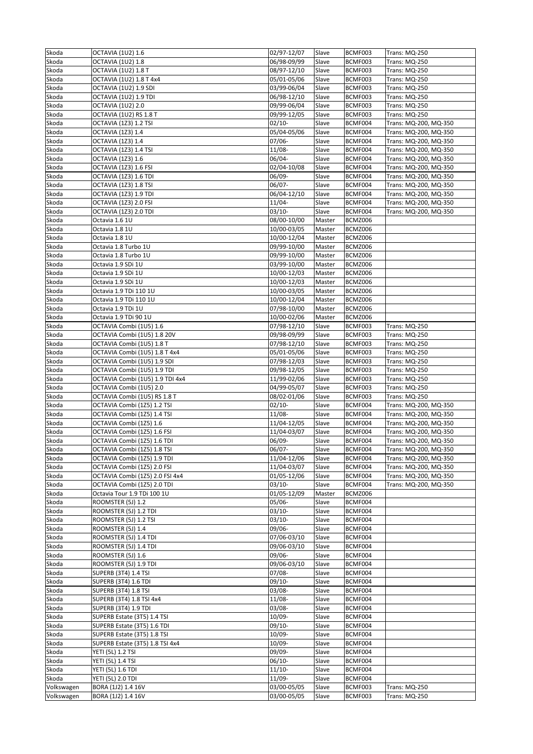| Skoda | OCTAVIA (1U2) 1.6 | 02/97-12/07 | Slave | BCMF003 | Trans: MQ-250 |
|---|---|---|---|---|---|
| Skoda | OCTAVIA (1U2) 1.8 | 06/98-09/99 | Slave | BCMF003 | Trans: MQ-250 |
| Skoda | OCTAVIA (1U2) 1.8 T | 08/97-12/10 | Slave | BCMF003 | Trans: MQ-250 |
| Skoda | OCTAVIA (1U2) 1.8 T 4x4 | 05/01-05/06 | Slave | BCMF003 | Trans: MQ-250 |
| Skoda | OCTAVIA (1U2) 1.9 SDI | 03/99-06/04 | Slave | BCMF003 | Trans: MQ-250 |
| Skoda | OCTAVIA (1U2) 1.9 TDI | 06/98-12/10 | Slave | BCMF003 | Trans: MQ-250 |
| Skoda | OCTAVIA (1U2) 2.0 | 09/99-06/04 | Slave | BCMF003 | Trans: MQ-250 |
| Skoda | OCTAVIA (1U2) RS 1.8 T | 09/99-12/05 | Slave | BCMF003 | Trans: MQ-250 |
| Skoda | OCTAVIA (1Z3) 1.2 TSI | 02/10- | Slave | BCMF004 | Trans: MQ-200, MQ-350 |
| Skoda | OCTAVIA (1Z3) 1.4 | 05/04-05/06 | Slave | BCMF004 | Trans: MQ-200, MQ-350 |
| Skoda | OCTAVIA (1Z3) 1.4 | 07/06- | Slave | BCMF004 | Trans: MQ-200, MQ-350 |
| Skoda | OCTAVIA (1Z3) 1.4 TSI | 11/08- | Slave | BCMF004 | Trans: MQ-200, MQ-350 |
| Skoda | OCTAVIA (1Z3) 1.6 | 06/04- | Slave | BCMF004 | Trans: MQ-200, MQ-350 |
| Skoda | OCTAVIA (1Z3) 1.6 FSI | 02/04-10/08 | Slave | BCMF004 | Trans: MQ-200, MQ-350 |
| Skoda | OCTAVIA (1Z3) 1.6 TDI | 06/09- | Slave | BCMF004 | Trans: MQ-200, MQ-350 |
| Skoda | OCTAVIA (1Z3) 1.8 TSI | 06/07- | Slave | BCMF004 | Trans: MQ-200, MQ-350 |
| Skoda | OCTAVIA (1Z3) 1.9 TDI | 06/04-12/10 | Slave | BCMF004 | Trans: MQ-200, MQ-350 |
| Skoda | OCTAVIA (1Z3) 2.0 FSI | 11/04- | Slave | BCMF004 | Trans: MQ-200, MQ-350 |
| Skoda | OCTAVIA (1Z3) 2.0 TDI | 03/10- | Slave | BCMF004 | Trans: MQ-200, MQ-350 |
| Skoda | Octavia 1.6 1U | 08/00-10/00 | Master | BCMZ006 | |
| Skoda | Octavia 1.8 1U | 10/00-03/05 | Master | BCMZ006 | |
| Skoda | Octavia 1.8 1U | 10/00-12/04 | Master | BCMZ006 | |
| Skoda | Octavia 1.8 Turbo 1U | 09/99-10/00 | Master | BCMZ006 | |
| Skoda | Octavia 1.8 Turbo 1U | 09/99-10/00 | Master | BCMZ006 | |
| Skoda | Octavia 1.9 SDi 1U | 03/99-10/00 | Master | BCMZ006 | |
| Skoda | Octavia 1.9 SDi 1U | 10/00-12/03 | Master | BCMZ006 | |
| Skoda | Octavia 1.9 SDi 1U | 10/00-12/03 | Master | BCMZ006 | |
| Skoda | Octavia 1.9 TDi 110 1U | 10/00-03/05 | Master | BCMZ006 | |
| Skoda | Octavia 1.9 TDi 110 1U | 10/00-12/04 | Master | BCMZ006 | |
| Skoda | Octavia 1.9 TDi 1U | 07/98-10/00 | Master | BCMZ006 | |
| Skoda | Octavia 1.9 TDi 90 1U | 10/00-02/06 | Master | BCMZ006 | |
| Skoda | OCTAVIA Combi (1U5) 1.6 | 07/98-12/10 | Slave | BCMF003 | Trans: MQ-250 |
| Skoda | OCTAVIA Combi (1U5) 1.8 20V | 09/98-09/99 | Slave | BCMF003 | Trans: MQ-250 |
| Skoda | OCTAVIA Combi (1U5) 1.8 T | 07/98-12/10 | Slave | BCMF003 | Trans: MQ-250 |
| Skoda | OCTAVIA Combi (1U5) 1.8 T 4x4 | 05/01-05/06 | Slave | BCMF003 | Trans: MQ-250 |
| Skoda | OCTAVIA Combi (1U5) 1.9 SDI | 07/98-12/03 | Slave | BCMF003 | Trans: MQ-250 |
| Skoda | OCTAVIA Combi (1U5) 1.9 TDI | 09/98-12/05 | Slave | BCMF003 | Trans: MQ-250 |
| Skoda | OCTAVIA Combi (1U5) 1.9 TDI 4x4 | 11/99-02/06 | Slave | BCMF003 | Trans: MQ-250 |
| Skoda | OCTAVIA Combi (1U5) 2.0 | 04/99-05/07 | Slave | BCMF003 | Trans: MQ-250 |
| Skoda | OCTAVIA Combi (1U5) RS 1.8 T | 08/02-01/06 | Slave | BCMF003 | Trans: MQ-250 |
| Skoda | OCTAVIA Combi (1Z5) 1.2 TSI | 02/10- | Slave | BCMF004 | Trans: MQ-200, MQ-350 |
| Skoda | OCTAVIA Combi (1Z5) 1.4 TSI | 11/08- | Slave | BCMF004 | Trans: MQ-200, MQ-350 |
| Skoda | OCTAVIA Combi (1Z5) 1.6 | 11/04-12/05 | Slave | BCMF004 | Trans: MQ-200, MQ-350 |
| Skoda | OCTAVIA Combi (1Z5) 1.6 FSI | 11/04-03/07 | Slave | BCMF004 | Trans: MQ-200, MQ-350 |
| Skoda | OCTAVIA Combi (1Z5) 1.6 TDI | 06/09- | Slave | BCMF004 | Trans: MQ-200, MQ-350 |
| Skoda | OCTAVIA Combi (1Z5) 1.8 TSI | 06/07- | Slave | BCMF004 | Trans: MQ-200, MQ-350 |
| Skoda | OCTAVIA Combi (1Z5) 1.9 TDI | 11/04-12/06 | Slave | BCMF004 | Trans: MQ-200, MQ-350 |
| Skoda | OCTAVIA Combi (1Z5) 2.0 FSI | 11/04-03/07 | Slave | BCMF004 | Trans: MQ-200, MQ-350 |
| Skoda | OCTAVIA Combi (1Z5) 2.0 FSI 4x4 | 01/05-12/06 | Slave | BCMF004 | Trans: MQ-200, MQ-350 |
| Skoda | OCTAVIA Combi (1Z5) 2.0 TDI | 03/10- | Slave | BCMF004 | Trans: MQ-200, MQ-350 |
| Skoda | Octavia Tour 1.9 TDi 100 1U | 01/05-12/09 | Master | BCMZ006 | |
| Skoda | ROOMSTER (5J) 1.2 | 05/06- | Slave | BCMF004 | |
| Skoda | ROOMSTER (5J) 1.2 TDI | 03/10- | Slave | BCMF004 | |
| Skoda | ROOMSTER (5J) 1.2 TSI | 03/10- | Slave | BCMF004 | |
| Skoda | ROOMSTER (5J) 1.4 | 09/06- | Slave | BCMF004 | |
| Skoda | ROOMSTER (5J) 1.4 TDI | 07/06-03/10 | Slave | BCMF004 | |
| Skoda | ROOMSTER (5J) 1.4 TDI | 09/06-03/10 | Slave | BCMF004 | |
| Skoda | ROOMSTER (5J) 1.6 | 09/06- | Slave | BCMF004 | |
| Skoda | ROOMSTER (5J) 1.9 TDI | 09/06-03/10 | Slave | BCMF004 | |
| Skoda | SUPERB (3T4) 1.4 TSI | 07/08- | Slave | BCMF004 | |
| Skoda | SUPERB (3T4) 1.6 TDI | 09/10- | Slave | BCMF004 | |
| Skoda | SUPERB (3T4) 1.8 TSI | 03/08- | Slave | BCMF004 | |
| Skoda | SUPERB (3T4) 1.8 TSI 4x4 | 11/08- | Slave | BCMF004 | |
| Skoda | SUPERB (3T4) 1.9 TDI | 03/08- | Slave | BCMF004 | |
| Skoda | SUPERB Estate (3T5) 1.4 TSI | 10/09- | Slave | BCMF004 | |
| Skoda | SUPERB Estate (3T5) 1.6 TDI | 09/10- | Slave | BCMF004 | |
| Skoda | SUPERB Estate (3T5) 1.8 TSI | 10/09- | Slave | BCMF004 | |
| Skoda | SUPERB Estate (3T5) 1.8 TSI 4x4 | 10/09- | Slave | BCMF004 | |
| Skoda | YETI (5L) 1.2 TSI | 09/09- | Slave | BCMF004 | |
| Skoda | YETI (5L) 1.4 TSI | 06/10- | Slave | BCMF004 | |
| Skoda | YETI (5L) 1.6 TDI | 11/10- | Slave | BCMF004 | |
| Skoda | YETI (5L) 2.0 TDI | 11/09- | Slave | BCMF004 | |
| Volkswagen | BORA (1J2) 1.4 16V | 03/00-05/05 | Slave | BCMF003 | Trans: MQ-250 |
| Volkswagen | BORA (1J2) 1.4 16V | 03/00-05/05 | Slave | BCMF003 | Trans: MQ-250 |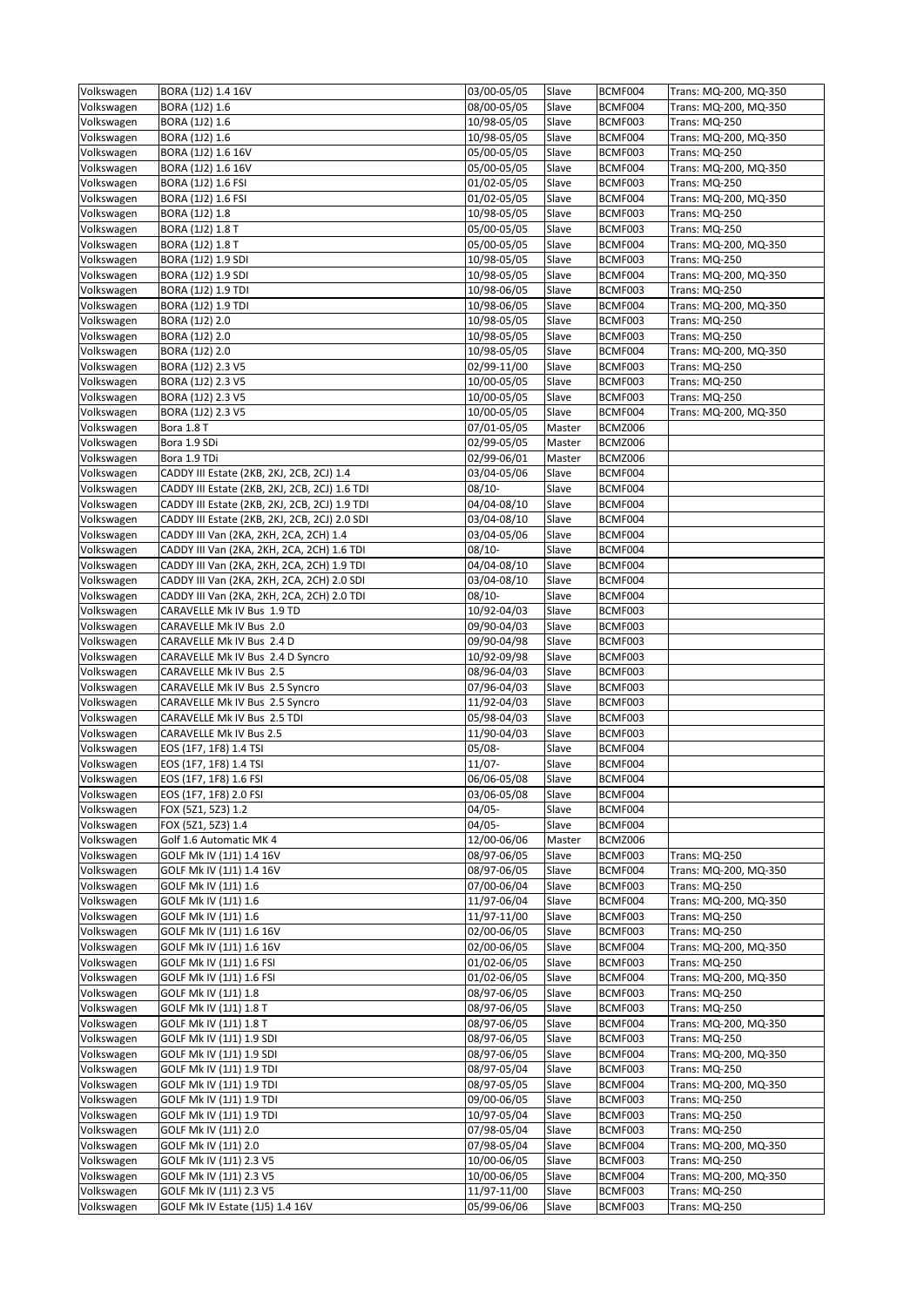| Volkswagen | BORA (1J2) 1.4 16V | 03/00-05/05 | Slave | BCMF004 | Trans: MQ-200, MQ-350 |
|---|---|---|---|---|---|
| Volkswagen | BORA (1J2) 1.6 | 08/00-05/05 | Slave | BCMF004 | Trans: MQ-200, MQ-350 |
| Volkswagen | BORA (1J2) 1.6 | 10/98-05/05 | Slave | BCMF003 | Trans: MQ-250 |
| Volkswagen | BORA (1J2) 1.6 | 10/98-05/05 | Slave | BCMF004 | Trans: MQ-200, MQ-350 |
| Volkswagen | BORA (1J2) 1.6 16V | 05/00-05/05 | Slave | BCMF003 | Trans: MQ-250 |
| Volkswagen | BORA (1J2) 1.6 16V | 05/00-05/05 | Slave | BCMF004 | Trans: MQ-200, MQ-350 |
| Volkswagen | BORA (1J2) 1.6 FSI | 01/02-05/05 | Slave | BCMF003 | Trans: MQ-250 |
| Volkswagen | BORA (1J2) 1.6 FSI | 01/02-05/05 | Slave | BCMF004 | Trans: MQ-200, MQ-350 |
| Volkswagen | BORA (1J2) 1.8 | 10/98-05/05 | Slave | BCMF003 | Trans: MQ-250 |
| Volkswagen | BORA (1J2) 1.8 T | 05/00-05/05 | Slave | BCMF003 | Trans: MQ-250 |
| Volkswagen | BORA (1J2) 1.8 T | 05/00-05/05 | Slave | BCMF004 | Trans: MQ-200, MQ-350 |
| Volkswagen | BORA (1J2) 1.9 SDI | 10/98-05/05 | Slave | BCMF003 | Trans: MQ-250 |
| Volkswagen | BORA (1J2) 1.9 SDI | 10/98-05/05 | Slave | BCMF004 | Trans: MQ-200, MQ-350 |
| Volkswagen | BORA (1J2) 1.9 TDI | 10/98-06/05 | Slave | BCMF003 | Trans: MQ-250 |
| Volkswagen | BORA (1J2) 1.9 TDI | 10/98-06/05 | Slave | BCMF004 | Trans: MQ-200, MQ-350 |
| Volkswagen | BORA (1J2) 2.0 | 10/98-05/05 | Slave | BCMF003 | Trans: MQ-250 |
| Volkswagen | BORA (1J2) 2.0 | 10/98-05/05 | Slave | BCMF003 | Trans: MQ-250 |
| Volkswagen | BORA (1J2) 2.0 | 10/98-05/05 | Slave | BCMF004 | Trans: MQ-200, MQ-350 |
| Volkswagen | BORA (1J2) 2.3 V5 | 02/99-11/00 | Slave | BCMF003 | Trans: MQ-250 |
| Volkswagen | BORA (1J2) 2.3 V5 | 10/00-05/05 | Slave | BCMF003 | Trans: MQ-250 |
| Volkswagen | BORA (1J2) 2.3 V5 | 10/00-05/05 | Slave | BCMF003 | Trans: MQ-250 |
| Volkswagen | BORA (1J2) 2.3 V5 | 10/00-05/05 | Slave | BCMF004 | Trans: MQ-200, MQ-350 |
| Volkswagen | Bora 1.8 T | 07/01-05/05 | Master | BCMZ006 | |
| Volkswagen | Bora 1.9 SDi | 02/99-05/05 | Master | BCMZ006 | |
| Volkswagen | Bora 1.9 TDi | 02/99-06/01 | Master | BCMZ006 | |
| Volkswagen | CADDY III Estate (2KB, 2KJ, 2CB, 2CJ) 1.4 | 03/04-05/06 | Slave | BCMF004 | |
| Volkswagen | CADDY III Estate (2KB, 2KJ, 2CB, 2CJ) 1.6 TDI | 08/10- | Slave | BCMF004 | |
| Volkswagen | CADDY III Estate (2KB, 2KJ, 2CB, 2CJ) 1.9 TDI | 04/04-08/10 | Slave | BCMF004 | |
| Volkswagen | CADDY III Estate (2KB, 2KJ, 2CB, 2CJ) 2.0 SDI | 03/04-08/10 | Slave | BCMF004 | |
| Volkswagen | CADDY III Van (2KA, 2KH, 2CA, 2CH) 1.4 | 03/04-05/06 | Slave | BCMF004 | |
| Volkswagen | CADDY III Van (2KA, 2KH, 2CA, 2CH) 1.6 TDI | 08/10- | Slave | BCMF004 | |
| Volkswagen | CADDY III Van (2KA, 2KH, 2CA, 2CH) 1.9 TDI | 04/04-08/10 | Slave | BCMF004 | |
| Volkswagen | CADDY III Van (2KA, 2KH, 2CA, 2CH) 2.0 SDI | 03/04-08/10 | Slave | BCMF004 | |
| Volkswagen | CADDY III Van (2KA, 2KH, 2CA, 2CH) 2.0 TDI | 08/10- | Slave | BCMF004 | |
| Volkswagen | CARAVELLE Mk IV Bus 1.9 TD | 10/92-04/03 | Slave | BCMF003 | |
| Volkswagen | CARAVELLE Mk IV Bus 2.0 | 09/90-04/03 | Slave | BCMF003 | |
| Volkswagen | CARAVELLE Mk IV Bus 2.4 D | 09/90-04/98 | Slave | BCMF003 | |
| Volkswagen | CARAVELLE Mk IV Bus 2.4 D Syncro | 10/92-09/98 | Slave | BCMF003 | |
| Volkswagen | CARAVELLE Mk IV Bus 2.5 | 08/96-04/03 | Slave | BCMF003 | |
| Volkswagen | CARAVELLE Mk IV Bus 2.5 Syncro | 07/96-04/03 | Slave | BCMF003 | |
| Volkswagen | CARAVELLE Mk IV Bus 2.5 Syncro | 11/92-04/03 | Slave | BCMF003 | |
| Volkswagen | CARAVELLE Mk IV Bus 2.5 TDI | 05/98-04/03 | Slave | BCMF003 | |
| Volkswagen | CARAVELLE Mk IV Bus 2.5 | 11/90-04/03 | Slave | BCMF003 | |
| Volkswagen | EOS (1F7, 1F8) 1.4 TSI | 05/08- | Slave | BCMF004 | |
| Volkswagen | EOS (1F7, 1F8) 1.4 TSI | 11/07- | Slave | BCMF004 | |
| Volkswagen | EOS (1F7, 1F8) 1.6 FSI | 06/06-05/08 | Slave | BCMF004 | |
| Volkswagen | EOS (1F7, 1F8) 2.0 FSI | 03/06-05/08 | Slave | BCMF004 | |
| Volkswagen | FOX (5Z1, 5Z3) 1.2 | 04/05- | Slave | BCMF004 | |
| Volkswagen | FOX (5Z1, 5Z3) 1.4 | 04/05- | Slave | BCMF004 | |
| Volkswagen | Golf 1.6 Automatic MK 4 | 12/00-06/06 | Master | BCMZ006 | |
| Volkswagen | GOLF Mk IV (1J1) 1.4 16V | 08/97-06/05 | Slave | BCMF003 | Trans: MQ-250 |
| Volkswagen | GOLF Mk IV (1J1) 1.4 16V | 08/97-06/05 | Slave | BCMF004 | Trans: MQ-200, MQ-350 |
| Volkswagen | GOLF Mk IV (1J1) 1.6 | 07/00-06/04 | Slave | BCMF003 | Trans: MQ-250 |
| Volkswagen | GOLF Mk IV (1J1) 1.6 | 11/97-06/04 | Slave | BCMF004 | Trans: MQ-200, MQ-350 |
| Volkswagen | GOLF Mk IV (1J1) 1.6 | 11/97-11/00 | Slave | BCMF003 | Trans: MQ-250 |
| Volkswagen | GOLF Mk IV (1J1) 1.6 16V | 02/00-06/05 | Slave | BCMF003 | Trans: MQ-250 |
| Volkswagen | GOLF Mk IV (1J1) 1.6 16V | 02/00-06/05 | Slave | BCMF004 | Trans: MQ-200, MQ-350 |
| Volkswagen | GOLF Mk IV (1J1) 1.6 FSI | 01/02-06/05 | Slave | BCMF003 | Trans: MQ-250 |
| Volkswagen | GOLF Mk IV (1J1) 1.6 FSI | 01/02-06/05 | Slave | BCMF004 | Trans: MQ-200, MQ-350 |
| Volkswagen | GOLF Mk IV (1J1) 1.8 | 08/97-06/05 | Slave | BCMF003 | Trans: MQ-250 |
| Volkswagen | GOLF Mk IV (1J1) 1.8 T | 08/97-06/05 | Slave | BCMF003 | Trans: MQ-250 |
| Volkswagen | GOLF Mk IV (1J1) 1.8 T | 08/97-06/05 | Slave | BCMF004 | Trans: MQ-200, MQ-350 |
| Volkswagen | GOLF Mk IV (1J1) 1.9 SDI | 08/97-06/05 | Slave | BCMF003 | Trans: MQ-250 |
| Volkswagen | GOLF Mk IV (1J1) 1.9 SDI | 08/97-06/05 | Slave | BCMF004 | Trans: MQ-200, MQ-350 |
| Volkswagen | GOLF Mk IV (1J1) 1.9 TDI | 08/97-05/04 | Slave | BCMF003 | Trans: MQ-250 |
| Volkswagen | GOLF Mk IV (1J1) 1.9 TDI | 08/97-05/05 | Slave | BCMF004 | Trans: MQ-200, MQ-350 |
| Volkswagen | GOLF Mk IV (1J1) 1.9 TDI | 09/00-06/05 | Slave | BCMF003 | Trans: MQ-250 |
| Volkswagen | GOLF Mk IV (1J1) 1.9 TDI | 10/97-05/04 | Slave | BCMF003 | Trans: MQ-250 |
| Volkswagen | GOLF Mk IV (1J1) 2.0 | 07/98-05/04 | Slave | BCMF003 | Trans: MQ-250 |
| Volkswagen | GOLF Mk IV (1J1) 2.0 | 07/98-05/04 | Slave | BCMF004 | Trans: MQ-200, MQ-350 |
| Volkswagen | GOLF Mk IV (1J1) 2.3 V5 | 10/00-06/05 | Slave | BCMF003 | Trans: MQ-250 |
| Volkswagen | GOLF Mk IV (1J1) 2.3 V5 | 10/00-06/05 | Slave | BCMF004 | Trans: MQ-200, MQ-350 |
| Volkswagen | GOLF Mk IV (1J1) 2.3 V5 | 11/97-11/00 | Slave | BCMF003 | Trans: MQ-250 |
| Volkswagen | GOLF Mk IV Estate (1J5) 1.4 16V | 05/99-06/06 | Slave | BCMF003 | Trans: MQ-250 |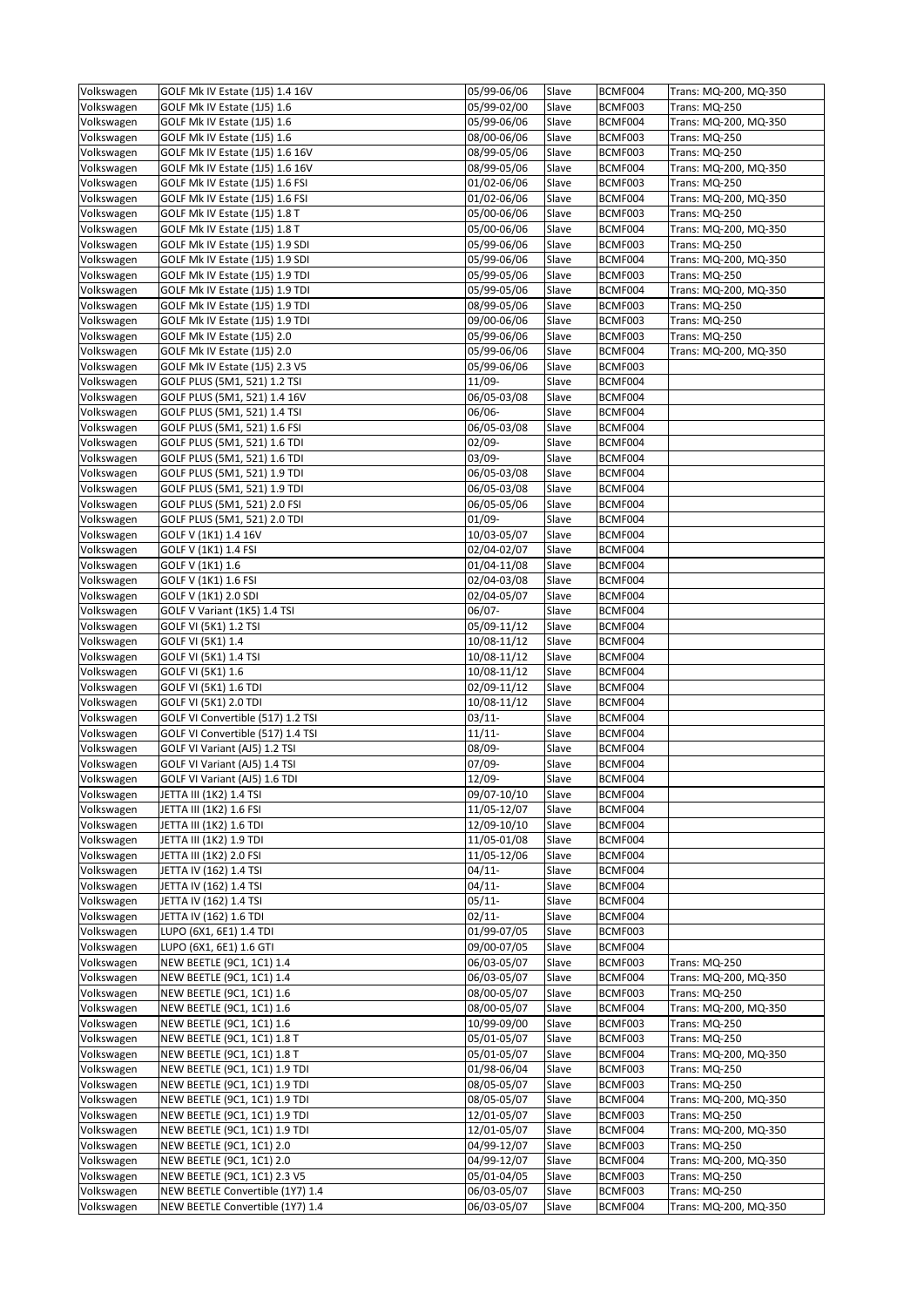| Volkswagen | GOLF Mk IV Estate (1J5) 1.4 16V | 05/99-06/06 | Slave | BCMF004 | Trans: MQ-200, MQ-350 |
|---|---|---|---|---|---|
| Volkswagen | GOLF Mk IV Estate (1J5) 1.6 | 05/99-02/00 | Slave | BCMF003 | Trans: MQ-250 |
| Volkswagen | GOLF Mk IV Estate (1J5) 1.6 | 05/99-06/06 | Slave | BCMF004 | Trans: MQ-200, MQ-350 |
| Volkswagen | GOLF Mk IV Estate (1J5) 1.6 | 08/00-06/06 | Slave | BCMF003 | Trans: MQ-250 |
| Volkswagen | GOLF Mk IV Estate (1J5) 1.6 16V | 08/99-05/06 | Slave | BCMF003 | Trans: MQ-250 |
| Volkswagen | GOLF Mk IV Estate (1J5) 1.6 16V | 08/99-05/06 | Slave | BCMF004 | Trans: MQ-200, MQ-350 |
| Volkswagen | GOLF Mk IV Estate (1J5) 1.6 FSI | 01/02-06/06 | Slave | BCMF003 | Trans: MQ-250 |
| Volkswagen | GOLF Mk IV Estate (1J5) 1.6 FSI | 01/02-06/06 | Slave | BCMF004 | Trans: MQ-200, MQ-350 |
| Volkswagen | GOLF Mk IV Estate (1J5) 1.8 T | 05/00-06/06 | Slave | BCMF003 | Trans: MQ-250 |
| Volkswagen | GOLF Mk IV Estate (1J5) 1.8 T | 05/00-06/06 | Slave | BCMF004 | Trans: MQ-200, MQ-350 |
| Volkswagen | GOLF Mk IV Estate (1J5) 1.9 SDI | 05/99-06/06 | Slave | BCMF003 | Trans: MQ-250 |
| Volkswagen | GOLF Mk IV Estate (1J5) 1.9 SDI | 05/99-06/06 | Slave | BCMF004 | Trans: MQ-200, MQ-350 |
| Volkswagen | GOLF Mk IV Estate (1J5) 1.9 TDI | 05/99-05/06 | Slave | BCMF003 | Trans: MQ-250 |
| Volkswagen | GOLF Mk IV Estate (1J5) 1.9 TDI | 05/99-05/06 | Slave | BCMF004 | Trans: MQ-200, MQ-350 |
| Volkswagen | GOLF Mk IV Estate (1J5) 1.9 TDI | 08/99-05/06 | Slave | BCMF003 | Trans: MQ-250 |
| Volkswagen | GOLF Mk IV Estate (1J5) 1.9 TDI | 09/00-06/06 | Slave | BCMF003 | Trans: MQ-250 |
| Volkswagen | GOLF Mk IV Estate (1J5) 2.0 | 05/99-06/06 | Slave | BCMF003 | Trans: MQ-250 |
| Volkswagen | GOLF Mk IV Estate (1J5) 2.0 | 05/99-06/06 | Slave | BCMF004 | Trans: MQ-200, MQ-350 |
| Volkswagen | GOLF Mk IV Estate (1J5) 2.3 V5 | 05/99-06/06 | Slave | BCMF003 | |
| Volkswagen | GOLF PLUS (5M1, 521) 1.2 TSI | 11/09- | Slave | BCMF004 | |
| Volkswagen | GOLF PLUS (5M1, 521) 1.4 16V | 06/05-03/08 | Slave | BCMF004 | |
| Volkswagen | GOLF PLUS (5M1, 521) 1.4 TSI | 06/06- | Slave | BCMF004 | |
| Volkswagen | GOLF PLUS (5M1, 521) 1.6 FSI | 06/05-03/08 | Slave | BCMF004 | |
| Volkswagen | GOLF PLUS (5M1, 521) 1.6 TDI | 02/09- | Slave | BCMF004 | |
| Volkswagen | GOLF PLUS (5M1, 521) 1.6 TDI | 03/09- | Slave | BCMF004 | |
| Volkswagen | GOLF PLUS (5M1, 521) 1.9 TDI | 06/05-03/08 | Slave | BCMF004 | |
| Volkswagen | GOLF PLUS (5M1, 521) 1.9 TDI | 06/05-03/08 | Slave | BCMF004 | |
| Volkswagen | GOLF PLUS (5M1, 521) 2.0 FSI | 06/05-05/06 | Slave | BCMF004 | |
| Volkswagen | GOLF PLUS (5M1, 521) 2.0 TDI | 01/09- | Slave | BCMF004 | |
| Volkswagen | GOLF V (1K1) 1.4 16V | 10/03-05/07 | Slave | BCMF004 | |
| Volkswagen | GOLF V (1K1) 1.4 FSI | 02/04-02/07 | Slave | BCMF004 | |
| Volkswagen | GOLF V (1K1) 1.6 | 01/04-11/08 | Slave | BCMF004 | |
| Volkswagen | GOLF V (1K1) 1.6 FSI | 02/04-03/08 | Slave | BCMF004 | |
| Volkswagen | GOLF V (1K1) 2.0 SDI | 02/04-05/07 | Slave | BCMF004 | |
| Volkswagen | GOLF V Variant (1K5) 1.4 TSI | 06/07- | Slave | BCMF004 | |
| Volkswagen | GOLF VI (5K1) 1.2 TSI | 05/09-11/12 | Slave | BCMF004 | |
| Volkswagen | GOLF VI (5K1) 1.4 | 10/08-11/12 | Slave | BCMF004 | |
| Volkswagen | GOLF VI (5K1) 1.4 TSI | 10/08-11/12 | Slave | BCMF004 | |
| Volkswagen | GOLF VI (5K1) 1.6 | 10/08-11/12 | Slave | BCMF004 | |
| Volkswagen | GOLF VI (5K1) 1.6 TDI | 02/09-11/12 | Slave | BCMF004 | |
| Volkswagen | GOLF VI (5K1) 2.0 TDI | 10/08-11/12 | Slave | BCMF004 | |
| Volkswagen | GOLF VI Convertible (517) 1.2 TSI | 03/11- | Slave | BCMF004 | |
| Volkswagen | GOLF VI Convertible (517) 1.4 TSI | 11/11- | Slave | BCMF004 | |
| Volkswagen | GOLF VI Variant (AJ5) 1.2 TSI | 08/09- | Slave | BCMF004 | |
| Volkswagen | GOLF VI Variant (AJ5) 1.4 TSI | 07/09- | Slave | BCMF004 | |
| Volkswagen | GOLF VI Variant (AJ5) 1.6 TDI | 12/09- | Slave | BCMF004 | |
| Volkswagen | JETTA III (1K2) 1.4 TSI | 09/07-10/10 | Slave | BCMF004 | |
| Volkswagen | JETTA III (1K2) 1.6 FSI | 11/05-12/07 | Slave | BCMF004 | |
| Volkswagen | JETTA III (1K2) 1.6 TDI | 12/09-10/10 | Slave | BCMF004 | |
| Volkswagen | JETTA III (1K2) 1.9 TDI | 11/05-01/08 | Slave | BCMF004 | |
| Volkswagen | JETTA III (1K2) 2.0 FSI | 11/05-12/06 | Slave | BCMF004 | |
| Volkswagen | JETTA IV (162) 1.4 TSI | 04/11- | Slave | BCMF004 | |
| Volkswagen | JETTA IV (162) 1.4 TSI | 04/11- | Slave | BCMF004 | |
| Volkswagen | JETTA IV (162) 1.4 TSI | 05/11- | Slave | BCMF004 | |
| Volkswagen | JETTA IV (162) 1.6 TDI | 02/11- | Slave | BCMF004 | |
| Volkswagen | LUPO (6X1, 6E1) 1.4 TDI | 01/99-07/05 | Slave | BCMF003 | |
| Volkswagen | LUPO (6X1, 6E1) 1.6 GTI | 09/00-07/05 | Slave | BCMF004 | |
| Volkswagen | NEW BEETLE (9C1, 1C1) 1.4 | 06/03-05/07 | Slave | BCMF003 | Trans: MQ-250 |
| Volkswagen | NEW BEETLE (9C1, 1C1) 1.4 | 06/03-05/07 | Slave | BCMF004 | Trans: MQ-200, MQ-350 |
| Volkswagen | NEW BEETLE (9C1, 1C1) 1.6 | 08/00-05/07 | Slave | BCMF003 | Trans: MQ-250 |
| Volkswagen | NEW BEETLE (9C1, 1C1) 1.6 | 08/00-05/07 | Slave | BCMF004 | Trans: MQ-200, MQ-350 |
| Volkswagen | NEW BEETLE (9C1, 1C1) 1.6 | 10/99-09/00 | Slave | BCMF003 | Trans: MQ-250 |
| Volkswagen | NEW BEETLE (9C1, 1C1) 1.8 T | 05/01-05/07 | Slave | BCMF003 | Trans: MQ-250 |
| Volkswagen | NEW BEETLE (9C1, 1C1) 1.8 T | 05/01-05/07 | Slave | BCMF004 | Trans: MQ-200, MQ-350 |
| Volkswagen | NEW BEETLE (9C1, 1C1) 1.9 TDI | 01/98-06/04 | Slave | BCMF003 | Trans: MQ-250 |
| Volkswagen | NEW BEETLE (9C1, 1C1) 1.9 TDI | 08/05-05/07 | Slave | BCMF003 | Trans: MQ-250 |
| Volkswagen | NEW BEETLE (9C1, 1C1) 1.9 TDI | 08/05-05/07 | Slave | BCMF004 | Trans: MQ-200, MQ-350 |
| Volkswagen | NEW BEETLE (9C1, 1C1) 1.9 TDI | 12/01-05/07 | Slave | BCMF003 | Trans: MQ-250 |
| Volkswagen | NEW BEETLE (9C1, 1C1) 1.9 TDI | 12/01-05/07 | Slave | BCMF004 | Trans: MQ-200, MQ-350 |
| Volkswagen | NEW BEETLE (9C1, 1C1) 2.0 | 04/99-12/07 | Slave | BCMF003 | Trans: MQ-250 |
| Volkswagen | NEW BEETLE (9C1, 1C1) 2.0 | 04/99-12/07 | Slave | BCMF004 | Trans: MQ-200, MQ-350 |
| Volkswagen | NEW BEETLE (9C1, 1C1) 2.3 V5 | 05/01-04/05 | Slave | BCMF003 | Trans: MQ-250 |
| Volkswagen | NEW BEETLE Convertible (1Y7) 1.4 | 06/03-05/07 | Slave | BCMF003 | Trans: MQ-250 |
| Volkswagen | NEW BEETLE Convertible (1Y7) 1.4 | 06/03-05/07 | Slave | BCMF004 | Trans: MQ-200, MQ-350 |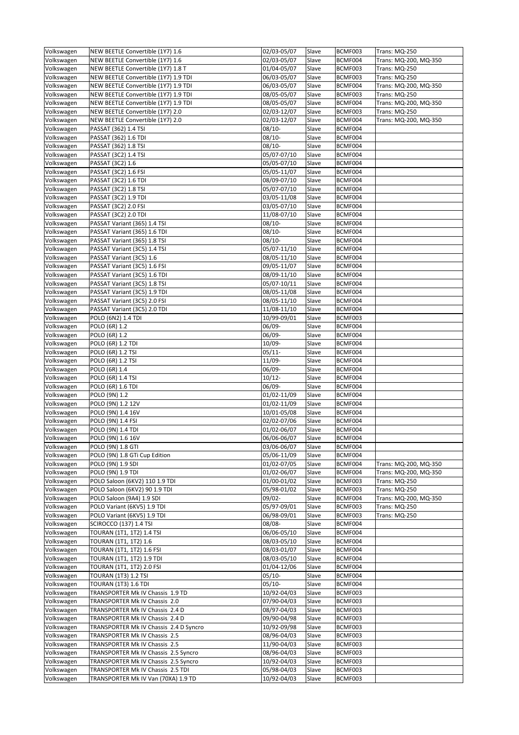| Volkswagen | NEW BEETLE Convertible (1Y7) 1.6 | 02/03-05/07 | Slave | BCMF003 | Trans: MQ-250 |
|---|---|---|---|---|---|
| Volkswagen | NEW BEETLE Convertible (1Y7) 1.6 | 02/03-05/07 | Slave | BCMF004 | Trans: MQ-200, MQ-350 |
| Volkswagen | NEW BEETLE Convertible (1Y7) 1.8 T | 01/04-05/07 | Slave | BCMF003 | Trans: MQ-250 |
| Volkswagen | NEW BEETLE Convertible (1Y7) 1.9 TDI | 06/03-05/07 | Slave | BCMF003 | Trans: MQ-250 |
| Volkswagen | NEW BEETLE Convertible (1Y7) 1.9 TDI | 06/03-05/07 | Slave | BCMF004 | Trans: MQ-200, MQ-350 |
| Volkswagen | NEW BEETLE Convertible (1Y7) 1.9 TDI | 08/05-05/07 | Slave | BCMF003 | Trans: MQ-250 |
| Volkswagen | NEW BEETLE Convertible (1Y7) 1.9 TDI | 08/05-05/07 | Slave | BCMF004 | Trans: MQ-200, MQ-350 |
| Volkswagen | NEW BEETLE Convertible (1Y7) 2.0 | 02/03-12/07 | Slave | BCMF003 | Trans: MQ-250 |
| Volkswagen | NEW BEETLE Convertible (1Y7) 2.0 | 02/03-12/07 | Slave | BCMF004 | Trans: MQ-200, MQ-350 |
| Volkswagen | PASSAT (362) 1.4 TSI | 08/10- | Slave | BCMF004 | |
| Volkswagen | PASSAT (362) 1.6 TDI | 08/10- | Slave | BCMF004 | |
| Volkswagen | PASSAT (362) 1.8 TSI | 08/10- | Slave | BCMF004 | |
| Volkswagen | PASSAT (3C2) 1.4 TSI | 05/07-07/10 | Slave | BCMF004 | |
| Volkswagen | PASSAT (3C2) 1.6 | 05/05-07/10 | Slave | BCMF004 | |
| Volkswagen | PASSAT (3C2) 1.6 FSI | 05/05-11/07 | Slave | BCMF004 | |
| Volkswagen | PASSAT (3C2) 1.6 TDI | 08/09-07/10 | Slave | BCMF004 | |
| Volkswagen | PASSAT (3C2) 1.8 TSI | 05/07-07/10 | Slave | BCMF004 | |
| Volkswagen | PASSAT (3C2) 1.9 TDI | 03/05-11/08 | Slave | BCMF004 | |
| Volkswagen | PASSAT (3C2) 2.0 FSI | 03/05-07/10 | Slave | BCMF004 | |
| Volkswagen | PASSAT (3C2) 2.0 TDI | 11/08-07/10 | Slave | BCMF004 | |
| Volkswagen | PASSAT Variant (365) 1.4 TSI | 08/10- | Slave | BCMF004 | |
| Volkswagen | PASSAT Variant (365) 1.6 TDI | 08/10- | Slave | BCMF004 | |
| Volkswagen | PASSAT Variant (365) 1.8 TSI | 08/10- | Slave | BCMF004 | |
| Volkswagen | PASSAT Variant (3C5) 1.4 TSI | 05/07-11/10 | Slave | BCMF004 | |
| Volkswagen | PASSAT Variant (3C5) 1.6 | 08/05-11/10 | Slave | BCMF004 | |
| Volkswagen | PASSAT Variant (3C5) 1.6 FSI | 09/05-11/07 | Slave | BCMF004 | |
| Volkswagen | PASSAT Variant (3C5) 1.6 TDI | 08/09-11/10 | Slave | BCMF004 | |
| Volkswagen | PASSAT Variant (3C5) 1.8 TSI | 05/07-10/11 | Slave | BCMF004 | |
| Volkswagen | PASSAT Variant (3C5) 1.9 TDI | 08/05-11/08 | Slave | BCMF004 | |
| Volkswagen | PASSAT Variant (3C5) 2.0 FSI | 08/05-11/10 | Slave | BCMF004 | |
| Volkswagen | PASSAT Variant (3C5) 2.0 TDI | 11/08-11/10 | Slave | BCMF004 | |
| Volkswagen | POLO (6N2) 1.4 TDI | 10/99-09/01 | Slave | BCMF003 | |
| Volkswagen | POLO (6R) 1.2 | 06/09- | Slave | BCMF004 | |
| Volkswagen | POLO (6R) 1.2 | 06/09- | Slave | BCMF004 | |
| Volkswagen | POLO (6R) 1.2 TDI | 10/09- | Slave | BCMF004 | |
| Volkswagen | POLO (6R) 1.2 TSI | 05/11- | Slave | BCMF004 | |
| Volkswagen | POLO (6R) 1.2 TSI | 11/09- | Slave | BCMF004 | |
| Volkswagen | POLO (6R) 1.4 | 06/09- | Slave | BCMF004 | |
| Volkswagen | POLO (6R) 1.4 TSI | 10/12- | Slave | BCMF004 | |
| Volkswagen | POLO (6R) 1.6 TDI | 06/09- | Slave | BCMF004 | |
| Volkswagen | POLO (9N) 1.2 | 01/02-11/09 | Slave | BCMF004 | |
| Volkswagen | POLO (9N) 1.2 12V | 01/02-11/09 | Slave | BCMF004 | |
| Volkswagen | POLO (9N) 1.4 16V | 10/01-05/08 | Slave | BCMF004 | |
| Volkswagen | POLO (9N) 1.4 FSI | 02/02-07/06 | Slave | BCMF004 | |
| Volkswagen | POLO (9N) 1.4 TDI | 01/02-06/07 | Slave | BCMF004 | |
| Volkswagen | POLO (9N) 1.6 16V | 06/06-06/07 | Slave | BCMF004 | |
| Volkswagen | POLO (9N) 1.8 GTI | 03/06-06/07 | Slave | BCMF004 | |
| Volkswagen | POLO (9N) 1.8 GTi Cup Edition | 05/06-11/09 | Slave | BCMF004 | |
| Volkswagen | POLO (9N) 1.9 SDI | 01/02-07/05 | Slave | BCMF004 | Trans: MQ-200, MQ-350 |
| Volkswagen | POLO (9N) 1.9 TDI | 01/02-06/07 | Slave | BCMF004 | Trans: MQ-200, MQ-350 |
| Volkswagen | POLO Saloon (6KV2) 110 1.9 TDI | 01/00-01/02 | Slave | BCMF003 | Trans: MQ-250 |
| Volkswagen | POLO Saloon (6KV2) 90 1.9 TDI | 05/98-01/02 | Slave | BCMF003 | Trans: MQ-250 |
| Volkswagen | POLO Saloon (9A4) 1.9 SDI | 09/02- | Slave | BCMF004 | Trans: MQ-200, MQ-350 |
| Volkswagen | POLO Variant (6KV5) 1.9 TDI | 05/97-09/01 | Slave | BCMF003 | Trans: MQ-250 |
| Volkswagen | POLO Variant (6KV5) 1.9 TDI | 06/98-09/01 | Slave | BCMF003 | Trans: MQ-250 |
| Volkswagen | SCIROCCO (137) 1.4 TSI | 08/08- | Slave | BCMF004 | |
| Volkswagen | TOURAN (1T1, 1T2) 1.4 TSI | 06/06-05/10 | Slave | BCMF004 | |
| Volkswagen | TOURAN (1T1, 1T2) 1.6 | 08/03-05/10 | Slave | BCMF004 | |
| Volkswagen | TOURAN (1T1, 1T2) 1.6 FSI | 08/03-01/07 | Slave | BCMF004 | |
| Volkswagen | TOURAN (1T1, 1T2) 1.9 TDI | 08/03-05/10 | Slave | BCMF004 | |
| Volkswagen | TOURAN (1T1, 1T2) 2.0 FSI | 01/04-12/06 | Slave | BCMF004 | |
| Volkswagen | TOURAN (1T3) 1.2 TSI | 05/10- | Slave | BCMF004 | |
| Volkswagen | TOURAN (1T3) 1.6 TDI | 05/10- | Slave | BCMF004 | |
| Volkswagen | TRANSPORTER Mk IV Chassis 1.9 TD | 10/92-04/03 | Slave | BCMF003 | |
| Volkswagen | TRANSPORTER Mk IV Chassis 2.0 | 07/90-04/03 | Slave | BCMF003 | |
| Volkswagen | TRANSPORTER Mk IV Chassis 2.4 D | 08/97-04/03 | Slave | BCMF003 | |
| Volkswagen | TRANSPORTER Mk IV Chassis 2.4 D | 09/90-04/98 | Slave | BCMF003 | |
| Volkswagen | TRANSPORTER Mk IV Chassis 2.4 D Syncro | 10/92-09/98 | Slave | BCMF003 | |
| Volkswagen | TRANSPORTER Mk IV Chassis 2.5 | 08/96-04/03 | Slave | BCMF003 | |
| Volkswagen | TRANSPORTER Mk IV Chassis 2.5 | 11/90-04/03 | Slave | BCMF003 | |
| Volkswagen | TRANSPORTER Mk IV Chassis 2.5 Syncro | 08/96-04/03 | Slave | BCMF003 | |
| Volkswagen | TRANSPORTER Mk IV Chassis 2.5 Syncro | 10/92-04/03 | Slave | BCMF003 | |
| Volkswagen | TRANSPORTER Mk IV Chassis 2.5 TDI | 05/98-04/03 | Slave | BCMF003 | |
| Volkswagen | TRANSPORTER Mk IV Van (70XA) 1.9 TD | 10/92-04/03 | Slave | BCMF003 | |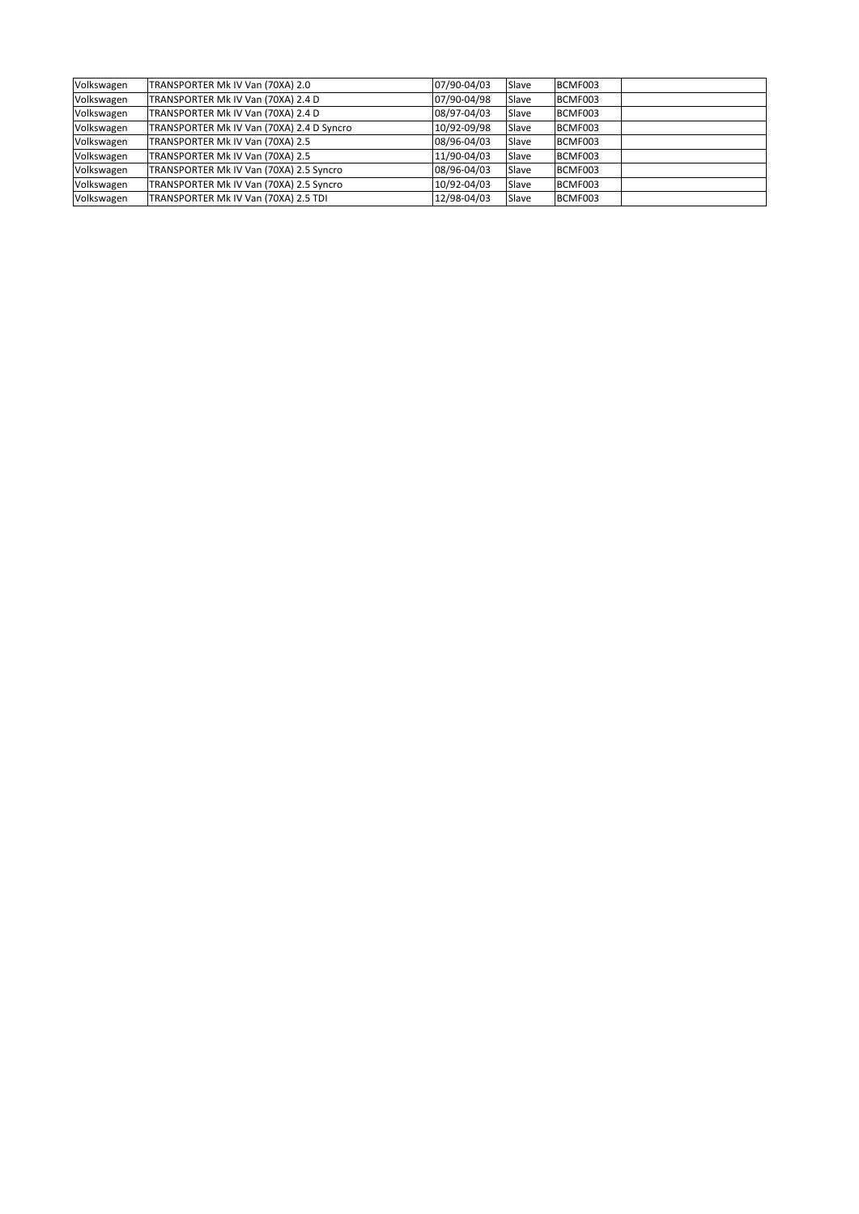| | | | | | |
|---|---|---|---|---|---|
| Volkswagen | TRANSPORTER Mk IV Van (70XA) 2.0 | 07/90-04/03 | Slave | BCMF003 | |
| Volkswagen | TRANSPORTER Mk IV Van (70XA) 2.4 D | 07/90-04/98 | Slave | BCMF003 | |
| Volkswagen | TRANSPORTER Mk IV Van (70XA) 2.4 D | 08/97-04/03 | Slave | BCMF003 | |
| Volkswagen | TRANSPORTER Mk IV Van (70XA) 2.4 D Syncro | 10/92-09/98 | Slave | BCMF003 | |
| Volkswagen | TRANSPORTER Mk IV Van (70XA) 2.5 | 08/96-04/03 | Slave | BCMF003 | |
| Volkswagen | TRANSPORTER Mk IV Van (70XA) 2.5 | 11/90-04/03 | Slave | BCMF003 | |
| Volkswagen | TRANSPORTER Mk IV Van (70XA) 2.5 Syncro | 08/96-04/03 | Slave | BCMF003 | |
| Volkswagen | TRANSPORTER Mk IV Van (70XA) 2.5 Syncro | 10/92-04/03 | Slave | BCMF003 | |
| Volkswagen | TRANSPORTER Mk IV Van (70XA) 2.5 TDI | 12/98-04/03 | Slave | BCMF003 | |